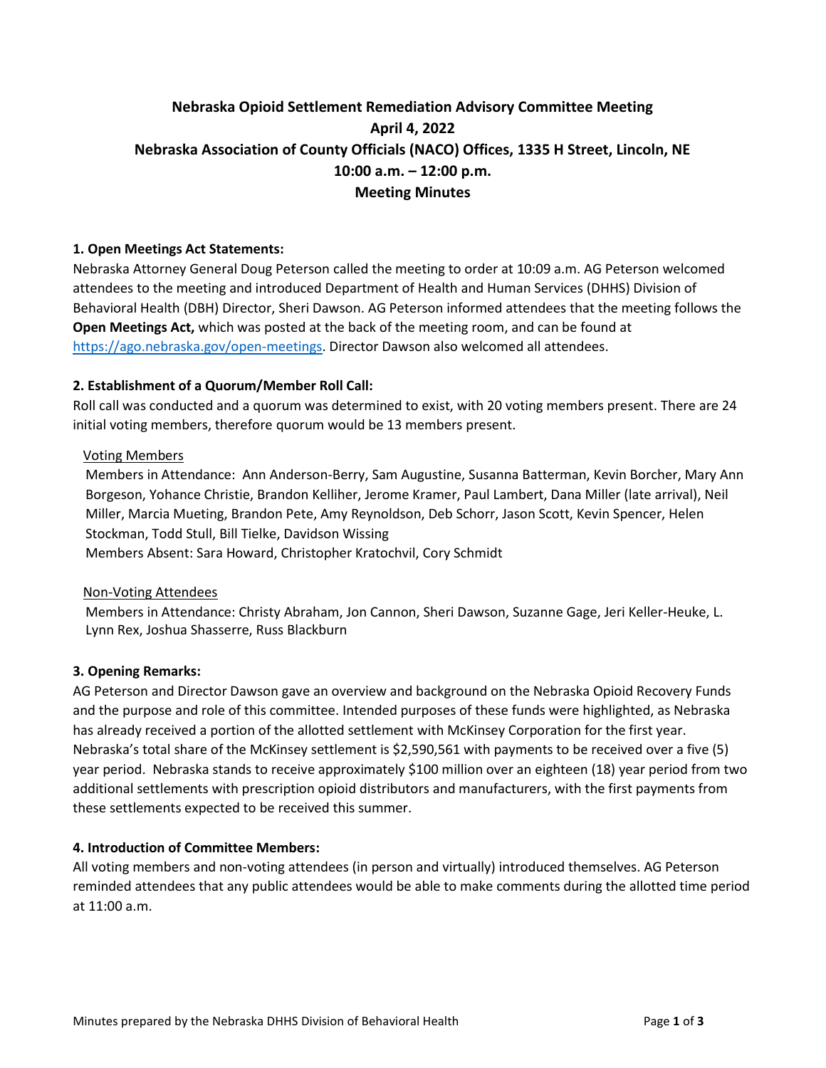# Nebraska Opioid Settlement Remediation Advisory Committee Meeting

**April 4, 2022**

**Nebraska Association of County Officials (NACO) Offices, 1335 H Street, Lincoln, NE**

**10:00 a.m. – 12:00 p.m.**

**Meeting Minutes**

**1. Open Meetings Act Statements:**

Nebraska Attorney General Doug Peterson called the meeting to order at 10:09 a.m. AG Peterson welcomed attendees to the meeting and introduced Department of Health and Human Services (DHHS) Division of Behavioral Health (DBH) Director, Sheri Dawson. AG Peterson informed attendees that the meeting follows the **Open Meetings Act,** which was posted at the back of the meeting room, and can be found at https://ago.nebraska.gov/open-meetings. Director Dawson also welcomed all attendees.

**2. Establishment of a Quorum/Member Roll Call:**

Roll call was conducted and a quorum was determined to exist, with 20 voting members present. There are 24 initial voting members, therefore quorum would be 13 members present.

Voting Members

Members in Attendance: Ann Anderson-Berry, Sam Augustine, Susanna Batterman, Kevin Borcher, Mary Ann Borgeson, Yohance Christie, Brandon Kelliher, Jerome Kramer, Paul Lambert, Dana Miller (late arrival), Neil Miller, Marcia Mueting, Brandon Pete, Amy Reynoldson, Deb Schorr, Jason Scott, Kevin Spencer, Helen Stockman, Todd Stull, Bill Tielke, Davidson Wissing

Members Absent: Sara Howard, Christopher Kratochvil, Cory Schmidt

Non-Voting Attendees

Members in Attendance: Christy Abraham, Jon Cannon, Sheri Dawson, Suzanne Gage, Jeri Keller-Heuke, L. Lynn Rex, Joshua Shasserre, Russ Blackburn

**3. Opening Remarks:**

AG Peterson and Director Dawson gave an overview and background on the Nebraska Opioid Recovery Funds and the purpose and role of this committee. Intended purposes of these funds were highlighted, as Nebraska has already received a portion of the allotted settlement with McKinsey Corporation for the first year. Nebraska's total share of the McKinsey settlement is $2,590,561 with payments to be received over a five (5) year period. Nebraska stands to receive approximately $100 million over an eighteen (18) year period from two additional settlements with prescription opioid distributors and manufacturers, with the first payments from these settlements expected to be received this summer.

**4. Introduction of Committee Members:**

All voting members and non-voting attendees (in person and virtually) introduced themselves. AG Peterson reminded attendees that any public attendees would be able to make comments during the allotted time period at 11:00 a.m.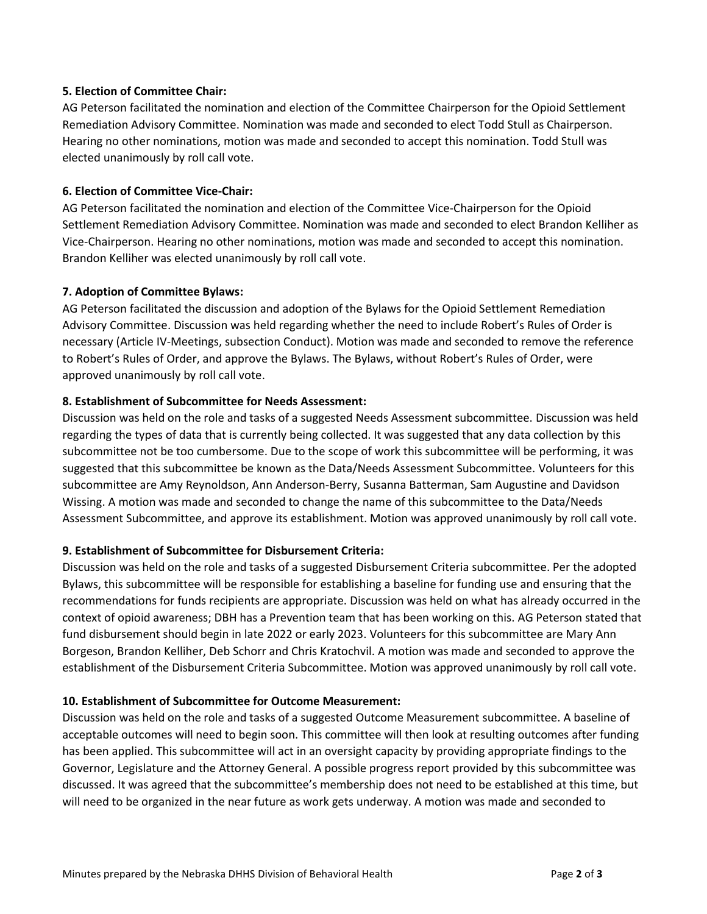**5. Election of Committee Chair:**

AG Peterson facilitated the nomination and election of the Committee Chairperson for the Opioid Settlement Remediation Advisory Committee. Nomination was made and seconded to elect Todd Stull as Chairperson. Hearing no other nominations, motion was made and seconded to accept this nomination. Todd Stull was elected unanimously by roll call vote.

**6. Election of Committee Vice-Chair:**

AG Peterson facilitated the nomination and election of the Committee Vice-Chairperson for the Opioid Settlement Remediation Advisory Committee. Nomination was made and seconded to elect Brandon Kelliher as Vice-Chairperson. Hearing no other nominations, motion was made and seconded to accept this nomination. Brandon Kelliher was elected unanimously by roll call vote.

**7. Adoption of Committee Bylaws:**

AG Peterson facilitated the discussion and adoption of the Bylaws for the Opioid Settlement Remediation Advisory Committee. Discussion was held regarding whether the need to include Robert's Rules of Order is necessary (Article IV-Meetings, subsection Conduct). Motion was made and seconded to remove the reference to Robert's Rules of Order, and approve the Bylaws. The Bylaws, without Robert's Rules of Order, were approved unanimously by roll call vote.

**8. Establishment of Subcommittee for Needs Assessment:**

Discussion was held on the role and tasks of a suggested Needs Assessment subcommittee. Discussion was held regarding the types of data that is currently being collected. It was suggested that any data collection by this subcommittee not be too cumbersome. Due to the scope of work this subcommittee will be performing, it was suggested that this subcommittee be known as the Data/Needs Assessment Subcommittee. Volunteers for this subcommittee are Amy Reynoldson, Ann Anderson-Berry, Susanna Batterman, Sam Augustine and Davidson Wissing. A motion was made and seconded to change the name of this subcommittee to the Data/Needs Assessment Subcommittee, and approve its establishment. Motion was approved unanimously by roll call vote.

**9. Establishment of Subcommittee for Disbursement Criteria:**

Discussion was held on the role and tasks of a suggested Disbursement Criteria subcommittee. Per the adopted Bylaws, this subcommittee will be responsible for establishing a baseline for funding use and ensuring that the recommendations for funds recipients are appropriate. Discussion was held on what has already occurred in the context of opioid awareness; DBH has a Prevention team that has been working on this. AG Peterson stated that fund disbursement should begin in late 2022 or early 2023. Volunteers for this subcommittee are Mary Ann Borgeson, Brandon Kelliher, Deb Schorr and Chris Kratochvil. A motion was made and seconded to approve the establishment of the Disbursement Criteria Subcommittee. Motion was approved unanimously by roll call vote.

**10. Establishment of Subcommittee for Outcome Measurement:**

Discussion was held on the role and tasks of a suggested Outcome Measurement subcommittee. A baseline of acceptable outcomes will need to begin soon. This committee will then look at resulting outcomes after funding has been applied. This subcommittee will act in an oversight capacity by providing appropriate findings to the Governor, Legislature and the Attorney General. A possible progress report provided by this subcommittee was discussed. It was agreed that the subcommittee's membership does not need to be established at this time, but will need to be organized in the near future as work gets underway. A motion was made and seconded to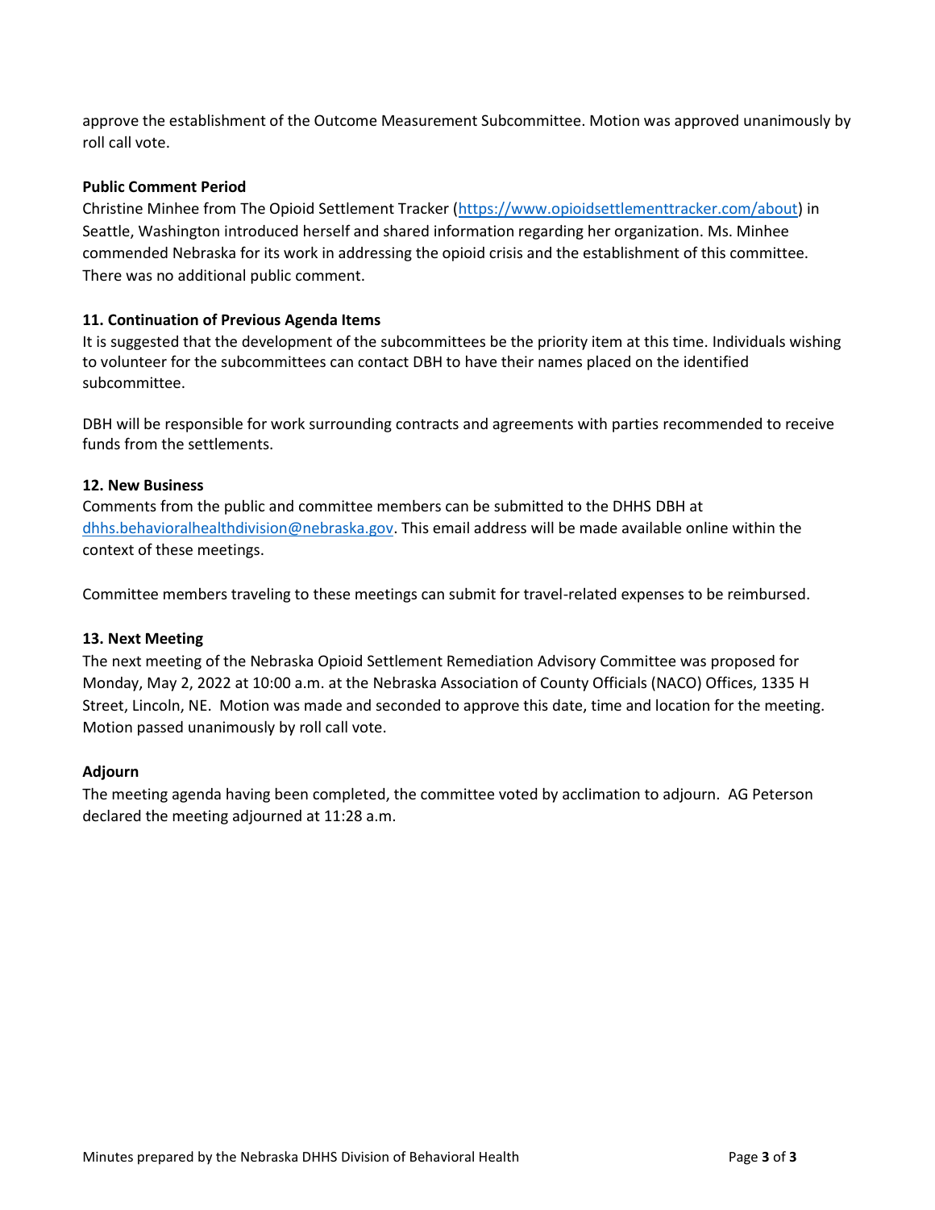approve the establishment of the Outcome Measurement Subcommittee. Motion was approved unanimously by roll call vote.

**Public Comment Period**

Christine Minhee from The Opioid Settlement Tracker (https://www.opioidsettlementtracker.com/about) in Seattle, Washington introduced herself and shared information regarding her organization. Ms. Minhee commended Nebraska for its work in addressing the opioid crisis and the establishment of this committee. There was no additional public comment.

**11. Continuation of Previous Agenda Items**

It is suggested that the development of the subcommittees be the priority item at this time. Individuals wishing to volunteer for the subcommittees can contact DBH to have their names placed on the identified subcommittee.

DBH will be responsible for work surrounding contracts and agreements with parties recommended to receive funds from the settlements.

**12. New Business**

Comments from the public and committee members can be submitted to the DHHS DBH at dhhs.behavioralhealthdivision@nebraska.gov. This email address will be made available online within the context of these meetings.

Committee members traveling to these meetings can submit for travel-related expenses to be reimbursed.

**13. Next Meeting**

The next meeting of the Nebraska Opioid Settlement Remediation Advisory Committee was proposed for Monday, May 2, 2022 at 10:00 a.m. at the Nebraska Association of County Officials (NACO) Offices, 1335 H Street, Lincoln, NE. Motion was made and seconded to approve this date, time and location for the meeting. Motion passed unanimously by roll call vote.

**Adjourn**

The meeting agenda having been completed, the committee voted by acclimation to adjourn. AG Peterson declared the meeting adjourned at 11:28 a.m.

Minutes prepared by the Nebraska DHHS Division of Behavioral Health